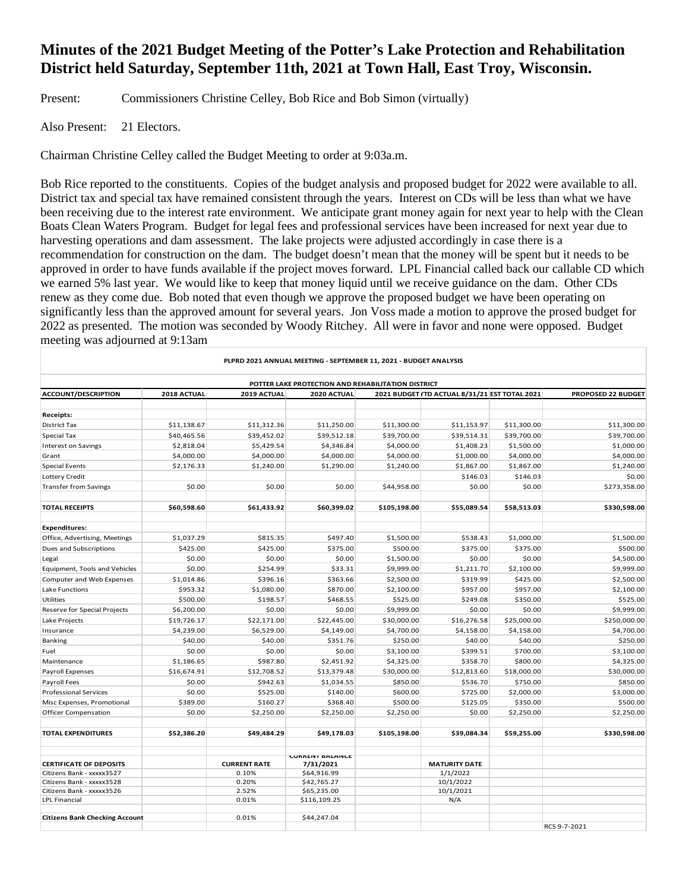# Minutes of the 2021 Budget Meeting of the Potter's Lake Protection and Rehabilitation District held Saturday, September 11th, 2021 at Town Hall, East Troy, Wisconsin.

Present: Commissioners Christine Celley, Bob Rice and Bob Simon (virtually)

Also Present: 21 Electors.

Chairman Christine Celley called the Budget Meeting to order at 9:03a.m.

Bob Rice reported to the constituents. Copies of the budget analysis and proposed budget for 2022 were available to all. District tax and special tax have remained consistent through the years. Interest on CDs will be less than what we have been receiving due to the interest rate environment. We anticipate grant money again for next year to help with the Clean Boats Clean Waters Program. Budget for legal fees and professional services have been increased for next year due to harvesting operations and dam assessment. The lake projects were adjusted accordingly in case there is a recommendation for construction on the dam. The budget doesn't mean that the money will be spent but it needs to be approved in order to have funds available if the project moves forward. LPL Financial called back our callable CD which we earned 5% last year. We would like to keep that money liquid until we receive guidance on the dam. Other CDs renew as they come due. Bob noted that even though we approve the proposed budget we have been operating on significantly less than the approved amount for several years. Jon Voss made a motion to approve the prosed budget for 2022 as presented. The motion was seconded by Woody Ritchey. All were in favor and none were opposed. Budget meeting was adjourned at 9:13am

**PLPRD 2021 ANNUAL MEETING - SEPTEMBER 11, 2021 - BUDGET ANALYSIS**

**POTTER LAKE PROTECTION AND REHABILITATION DISTRICT**

| ACCOUNT/DESCRIPTION | 2018 ACTUAL | 2019 ACTUAL | 2020 ACTUAL | 2021 BUDGET | YTD ACTUAL 8/31/21 | EST TOTAL 2021 | PROPOSED 22 BUDGET |
|---|---|---|---|---|---|---|---|
| **Receipts:** | | | | | | | |
| District Tax | $11,138.67 | $11,312.36 | $11,250.00 | $11,300.00 | $11,153.97 | $11,300.00 | $11,300.00 |
| Special Tax | $40,465.56 | $39,452.02 | $39,512.18 | $39,700.00 | $39,514.31 | $39,700.00 | $39,700.00 |
| Interest on Savings | $2,818.04 | $5,429.54 | $4,346.84 | $4,000.00 | $1,408.23 | $1,500.00 | $1,000.00 |
| Grant | $4,000.00 | $4,000.00 | $4,000.00 | $4,000.00 | $1,000.00 | $4,000.00 | $4,000.00 |
| Special Events | $2,176.33 | $1,240.00 | $1,290.00 | $1,240.00 | $1,867.00 | $1,867.00 | $1,240.00 |
| Lottery Credit | | | | | $146.03 | $146.03 | $0.00 |
| Transfer from Savings | $0.00 | $0.00 | $0.00 | $44,958.00 | $0.00 | $0.00 | $273,358.00 |
| **TOTAL RECEIPTS** | **$60,598.60** | **$61,433.92** | **$60,399.02** | **$105,198.00** | **$55,089.54** | **$58,513.03** | **$330,598.00** |
| **Expenditures:** | | | | | | | |
| Office, Advertising, Meetings | $1,037.29 | $815.35 | $497.40 | $1,500.00 | $538.43 | $1,000.00 | $1,500.00 |
| Dues and Subscriptions | $425.00 | $425.00 | $375.00 | $500.00 | $375.00 | $375.00 | $500.00 |
| Legal | $0.00 | $0.00 | $0.00 | $1,500.00 | $0.00 | $0.00 | $4,500.00 |
| Equipment, Tools and Vehicles | $0.00 | $254.99 | $33.31 | $9,999.00 | $1,211.70 | $2,100.00 | $9,999.00 |
| Computer and Web Expenses | $1,014.86 | $396.16 | $363.66 | $2,500.00 | $319.99 | $425.00 | $2,500.00 |
| Lake Functions | $953.32 | $1,080.00 | $870.00 | $2,100.00 | $957.00 | $957.00 | $2,100.00 |
| Utilities | $500.00 | $198.57 | $468.55 | $525.00 | $249.08 | $350.00 | $525.00 |
| Reserve for Special Projects | $6,200.00 | $0.00 | $0.00 | $9,999.00 | $0.00 | $0.00 | $9,999.00 |
| Lake Projects | $19,726.17 | $22,171.00 | $22,445.00 | $30,000.00 | $16,276.58 | $25,000.00 | $250,000.00 |
| Insurance | $4,239.00 | $6,529.00 | $4,149.00 | $4,700.00 | $4,158.00 | $4,158.00 | $4,700.00 |
| Banking | $40.00 | $40.00 | $351.76 | $250.00 | $40.00 | $40.00 | $250.00 |
| Fuel | $0.00 | $0.00 | $0.00 | $3,100.00 | $399.51 | $700.00 | $3,100.00 |
| Maintenance | $1,186.65 | $987.80 | $2,451.92 | $4,325.00 | $358.70 | $800.00 | $4,325.00 |
| Payroll Expenses | $16,674.91 | $12,708.52 | $13,379.48 | $30,000.00 | $12,813.60 | $18,000.00 | $30,000.00 |
| Payroll Fees | $0.00 | $942.63 | $1,034.55 | $850.00 | $536.70 | $750.00 | $850.00 |
| Professional Services | $0.00 | $525.00 | $140.00 | $600.00 | $725.00 | $2,000.00 | $3,000.00 |
| Misc Expenses, Promotional | $389.00 | $160.27 | $368.40 | $500.00 | $125.05 | $350.00 | $500.00 |
| Officer Compensation | $0.00 | $2,250.00 | $2,250.00 | $2,250.00 | $0.00 | $2,250.00 | $2,250.00 |
| **TOTAL EXPENDITURES** | **$52,386.20** | **$49,484.29** | **$49,178.03** | **$105,198.00** | **$39,084.34** | **$59,255.00** | **$330,598.00** |
| | | | | | | | |
| **CERTIFICATE OF DEPOSITS** | | **CURRENT RATE** | **CURRENT BALANCE 7/31/2021** | | **MATURITY DATE** | | |
| Citizens Bank - xxxxx3527 | | 0.10% | $64,916.99 | | 1/1/2022 | | |
| Citizens Bank - xxxxx3528 | | 0.20% | $42,765.27 | | 10/1/2022 | | |
| Citizens Bank - xxxxx3526 | | 2.52% | $65,235.00 | | 10/1/2021 | | |
| LPL Financial | | 0.01% | $116,109.25 | | N/A | | |
| **Citizens Bank Checking Account** | | 0.01% | $44,247.04 | | | | |
| | | | | | | | RCS 9-7-2021 |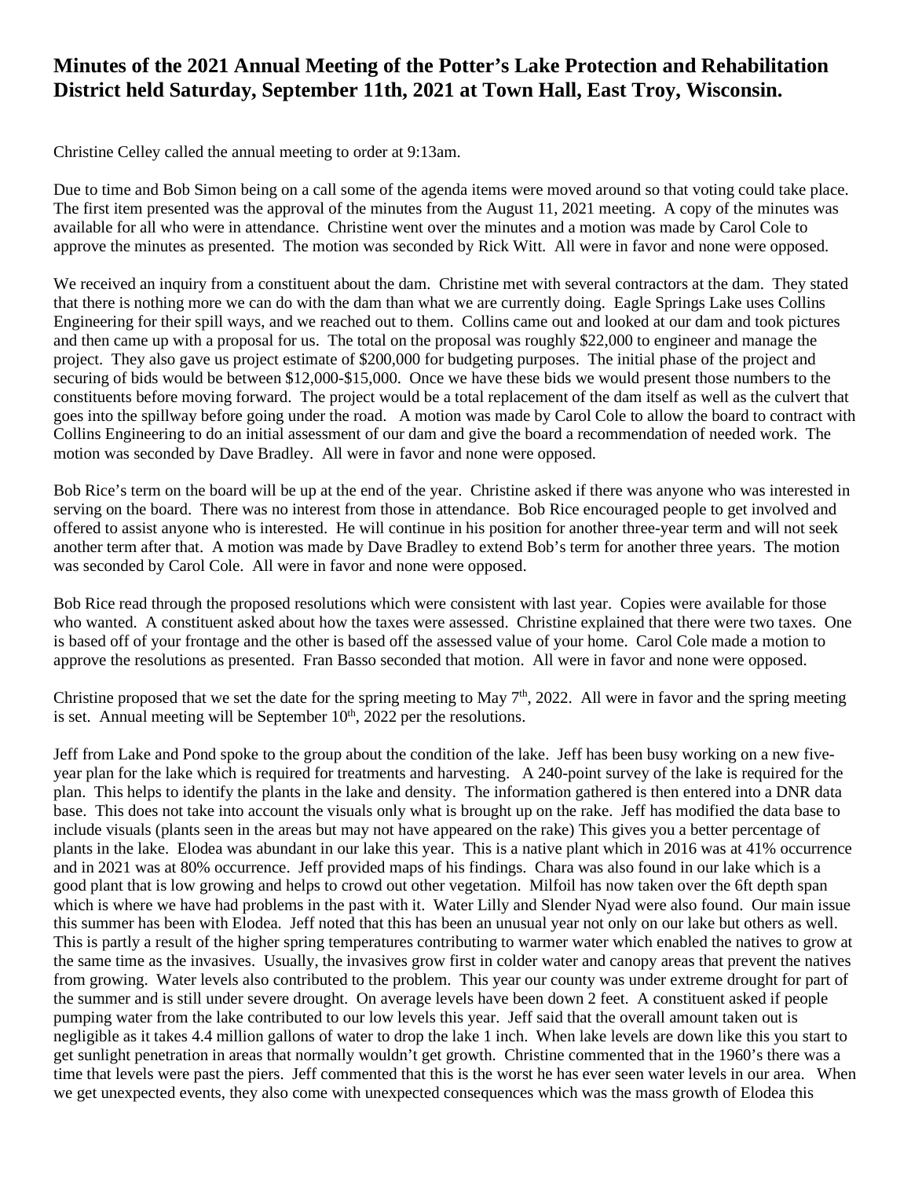# Minutes of the 2021 Annual Meeting of the Potter's Lake Protection and Rehabilitation District held Saturday, September 11th, 2021 at Town Hall, East Troy, Wisconsin.

Christine Celley called the annual meeting to order at 9:13am.

Due to time and Bob Simon being on a call some of the agenda items were moved around so that voting could take place. The first item presented was the approval of the minutes from the August 11, 2021 meeting. A copy of the minutes was available for all who were in attendance. Christine went over the minutes and a motion was made by Carol Cole to approve the minutes as presented. The motion was seconded by Rick Witt. All were in favor and none were opposed.

We received an inquiry from a constituent about the dam. Christine met with several contractors at the dam. They stated that there is nothing more we can do with the dam than what we are currently doing. Eagle Springs Lake uses Collins Engineering for their spill ways, and we reached out to them. Collins came out and looked at our dam and took pictures and then came up with a proposal for us. The total on the proposal was roughly $22,000 to engineer and manage the project. They also gave us project estimate of $200,000 for budgeting purposes. The initial phase of the project and securing of bids would be between $12,000-$15,000. Once we have these bids we would present those numbers to the constituents before moving forward. The project would be a total replacement of the dam itself as well as the culvert that goes into the spillway before going under the road. A motion was made by Carol Cole to allow the board to contract with Collins Engineering to do an initial assessment of our dam and give the board a recommendation of needed work. The motion was seconded by Dave Bradley. All were in favor and none were opposed.

Bob Rice's term on the board will be up at the end of the year. Christine asked if there was anyone who was interested in serving on the board. There was no interest from those in attendance. Bob Rice encouraged people to get involved and offered to assist anyone who is interested. He will continue in his position for another three-year term and will not seek another term after that. A motion was made by Dave Bradley to extend Bob's term for another three years. The motion was seconded by Carol Cole. All were in favor and none were opposed.

Bob Rice read through the proposed resolutions which were consistent with last year. Copies were available for those who wanted. A constituent asked about how the taxes were assessed. Christine explained that there were two taxes. One is based off of your frontage and the other is based off the assessed value of your home. Carol Cole made a motion to approve the resolutions as presented. Fran Basso seconded that motion. All were in favor and none were opposed.

Christine proposed that we set the date for the spring meeting to May 7th, 2022. All were in favor and the spring meeting is set. Annual meeting will be September 10th, 2022 per the resolutions.

Jeff from Lake and Pond spoke to the group about the condition of the lake. Jeff has been busy working on a new five-year plan for the lake which is required for treatments and harvesting. A 240-point survey of the lake is required for the plan. This helps to identify the plants in the lake and density. The information gathered is then entered into a DNR data base. This does not take into account the visuals only what is brought up on the rake. Jeff has modified the data base to include visuals (plants seen in the areas but may not have appeared on the rake) This gives you a better percentage of plants in the lake. Elodea was abundant in our lake this year. This is a native plant which in 2016 was at 41% occurrence and in 2021 was at 80% occurrence. Jeff provided maps of his findings. Chara was also found in our lake which is a good plant that is low growing and helps to crowd out other vegetation. Milfoil has now taken over the 6ft depth span which is where we have had problems in the past with it. Water Lilly and Slender Nyad were also found. Our main issue this summer has been with Elodea. Jeff noted that this has been an unusual year not only on our lake but others as well. This is partly a result of the higher spring temperatures contributing to warmer water which enabled the natives to grow at the same time as the invasives. Usually, the invasives grow first in colder water and canopy areas that prevent the natives from growing. Water levels also contributed to the problem. This year our county was under extreme drought for part of the summer and is still under severe drought. On average levels have been down 2 feet. A constituent asked if people pumping water from the lake contributed to our low levels this year. Jeff said that the overall amount taken out is negligible as it takes 4.4 million gallons of water to drop the lake 1 inch. When lake levels are down like this you start to get sunlight penetration in areas that normally wouldn't get growth. Christine commented that in the 1960's there was a time that levels were past the piers. Jeff commented that this is the worst he has ever seen water levels in our area. When we get unexpected events, they also come with unexpected consequences which was the mass growth of Elodea this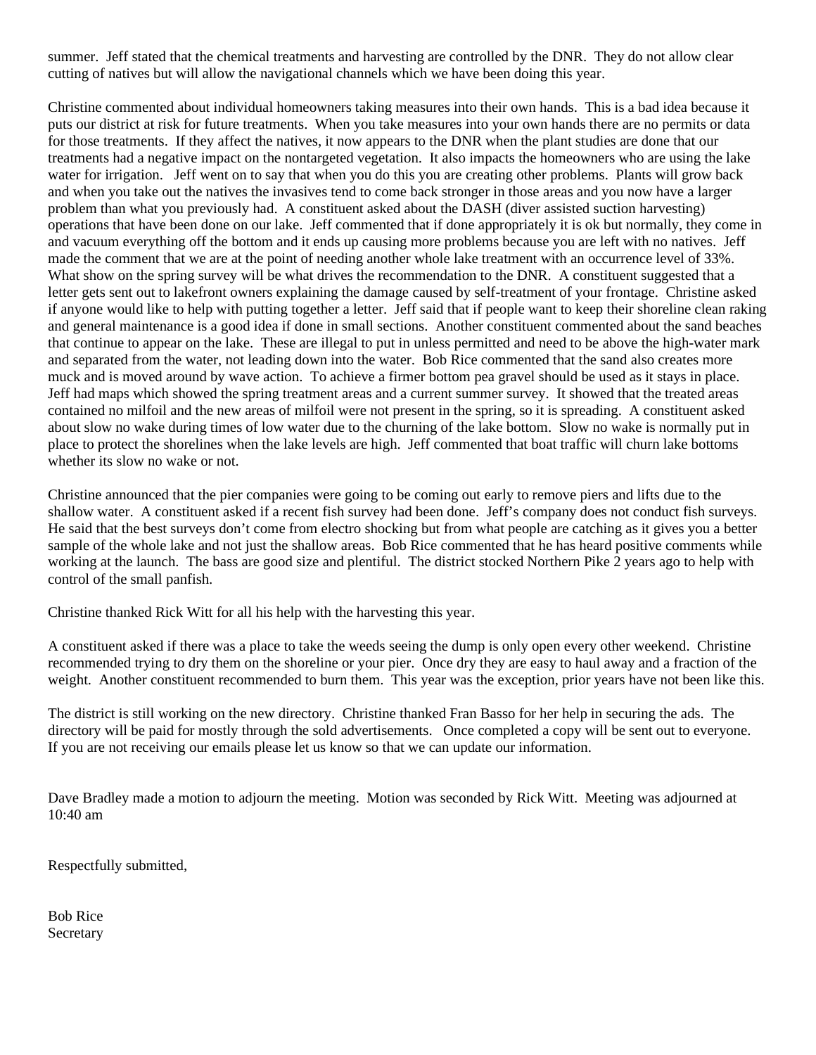summer. Jeff stated that the chemical treatments and harvesting are controlled by the DNR. They do not allow clear cutting of natives but will allow the navigational channels which we have been doing this year.

Christine commented about individual homeowners taking measures into their own hands. This is a bad idea because it puts our district at risk for future treatments. When you take measures into your own hands there are no permits or data for those treatments. If they affect the natives, it now appears to the DNR when the plant studies are done that our treatments had a negative impact on the nontargeted vegetation. It also impacts the homeowners who are using the lake water for irrigation. Jeff went on to say that when you do this you are creating other problems. Plants will grow back and when you take out the natives the invasives tend to come back stronger in those areas and you now have a larger problem than what you previously had. A constituent asked about the DASH (diver assisted suction harvesting) operations that have been done on our lake. Jeff commented that if done appropriately it is ok but normally, they come in and vacuum everything off the bottom and it ends up causing more problems because you are left with no natives. Jeff made the comment that we are at the point of needing another whole lake treatment with an occurrence level of 33%. What show on the spring survey will be what drives the recommendation to the DNR. A constituent suggested that a letter gets sent out to lakefront owners explaining the damage caused by self-treatment of your frontage. Christine asked if anyone would like to help with putting together a letter. Jeff said that if people want to keep their shoreline clean raking and general maintenance is a good idea if done in small sections. Another constituent commented about the sand beaches that continue to appear on the lake. These are illegal to put in unless permitted and need to be above the high-water mark and separated from the water, not leading down into the water. Bob Rice commented that the sand also creates more muck and is moved around by wave action. To achieve a firmer bottom pea gravel should be used as it stays in place. Jeff had maps which showed the spring treatment areas and a current summer survey. It showed that the treated areas contained no milfoil and the new areas of milfoil were not present in the spring, so it is spreading. A constituent asked about slow no wake during times of low water due to the churning of the lake bottom. Slow no wake is normally put in place to protect the shorelines when the lake levels are high. Jeff commented that boat traffic will churn lake bottoms whether its slow no wake or not.

Christine announced that the pier companies were going to be coming out early to remove piers and lifts due to the shallow water. A constituent asked if a recent fish survey had been done. Jeff's company does not conduct fish surveys. He said that the best surveys don't come from electro shocking but from what people are catching as it gives you a better sample of the whole lake and not just the shallow areas. Bob Rice commented that he has heard positive comments while working at the launch. The bass are good size and plentiful. The district stocked Northern Pike 2 years ago to help with control of the small panfish.

Christine thanked Rick Witt for all his help with the harvesting this year.

A constituent asked if there was a place to take the weeds seeing the dump is only open every other weekend. Christine recommended trying to dry them on the shoreline or your pier. Once dry they are easy to haul away and a fraction of the weight. Another constituent recommended to burn them. This year was the exception, prior years have not been like this.

The district is still working on the new directory. Christine thanked Fran Basso for her help in securing the ads. The directory will be paid for mostly through the sold advertisements. Once completed a copy will be sent out to everyone. If you are not receiving our emails please let us know so that we can update our information.

Dave Bradley made a motion to adjourn the meeting. Motion was seconded by Rick Witt. Meeting was adjourned at 10:40 am

Respectfully submitted,

Bob Rice
Secretary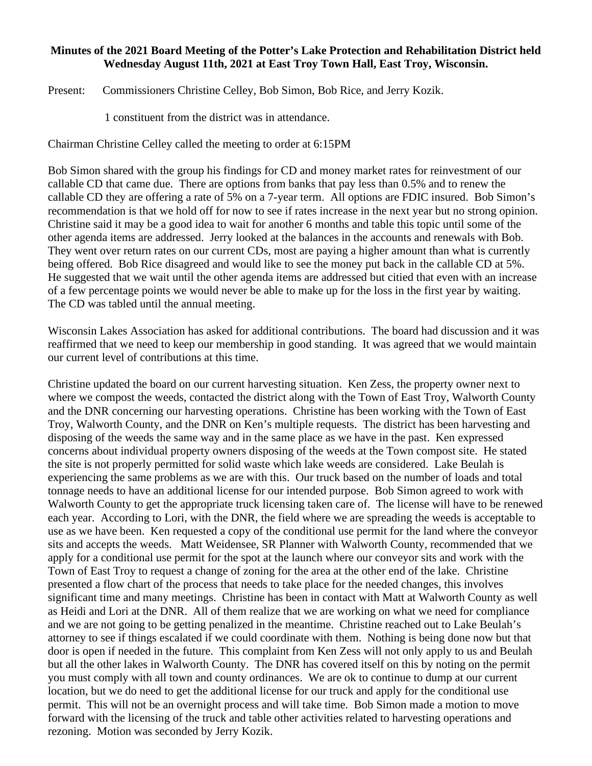**Minutes of the 2021 Board Meeting of the Potter's Lake Protection and Rehabilitation District held Wednesday August 11th, 2021 at East Troy Town Hall, East Troy, Wisconsin.**

Present: Commissioners Christine Celley, Bob Simon, Bob Rice, and Jerry Kozik.

1 constituent from the district was in attendance.

Chairman Christine Celley called the meeting to order at 6:15PM

Bob Simon shared with the group his findings for CD and money market rates for reinvestment of our callable CD that came due. There are options from banks that pay less than 0.5% and to renew the callable CD they are offering a rate of 5% on a 7-year term. All options are FDIC insured. Bob Simon's recommendation is that we hold off for now to see if rates increase in the next year but no strong opinion. Christine said it may be a good idea to wait for another 6 months and table this topic until some of the other agenda items are addressed. Jerry looked at the balances in the accounts and renewals with Bob. They went over return rates on our current CDs, most are paying a higher amount than what is currently being offered. Bob Rice disagreed and would like to see the money put back in the callable CD at 5%. He suggested that we wait until the other agenda items are addressed but citied that even with an increase of a few percentage points we would never be able to make up for the loss in the first year by waiting. The CD was tabled until the annual meeting.

Wisconsin Lakes Association has asked for additional contributions. The board had discussion and it was reaffirmed that we need to keep our membership in good standing. It was agreed that we would maintain our current level of contributions at this time.

Christine updated the board on our current harvesting situation. Ken Zess, the property owner next to where we compost the weeds, contacted the district along with the Town of East Troy, Walworth County and the DNR concerning our harvesting operations. Christine has been working with the Town of East Troy, Walworth County, and the DNR on Ken's multiple requests. The district has been harvesting and disposing of the weeds the same way and in the same place as we have in the past. Ken expressed concerns about individual property owners disposing of the weeds at the Town compost site. He stated the site is not properly permitted for solid waste which lake weeds are considered. Lake Beulah is experiencing the same problems as we are with this. Our truck based on the number of loads and total tonnage needs to have an additional license for our intended purpose. Bob Simon agreed to work with Walworth County to get the appropriate truck licensing taken care of. The license will have to be renewed each year. According to Lori, with the DNR, the field where we are spreading the weeds is acceptable to use as we have been. Ken requested a copy of the conditional use permit for the land where the conveyor sits and accepts the weeds. Matt Weidensee, SR Planner with Walworth County, recommended that we apply for a conditional use permit for the spot at the launch where our conveyor sits and work with the Town of East Troy to request a change of zoning for the area at the other end of the lake. Christine presented a flow chart of the process that needs to take place for the needed changes, this involves significant time and many meetings. Christine has been in contact with Matt at Walworth County as well as Heidi and Lori at the DNR. All of them realize that we are working on what we need for compliance and we are not going to be getting penalized in the meantime. Christine reached out to Lake Beulah's attorney to see if things escalated if we could coordinate with them. Nothing is being done now but that door is open if needed in the future. This complaint from Ken Zess will not only apply to us and Beulah but all the other lakes in Walworth County. The DNR has covered itself on this by noting on the permit you must comply with all town and county ordinances. We are ok to continue to dump at our current location, but we do need to get the additional license for our truck and apply for the conditional use permit. This will not be an overnight process and will take time. Bob Simon made a motion to move forward with the licensing of the truck and table other activities related to harvesting operations and rezoning. Motion was seconded by Jerry Kozik.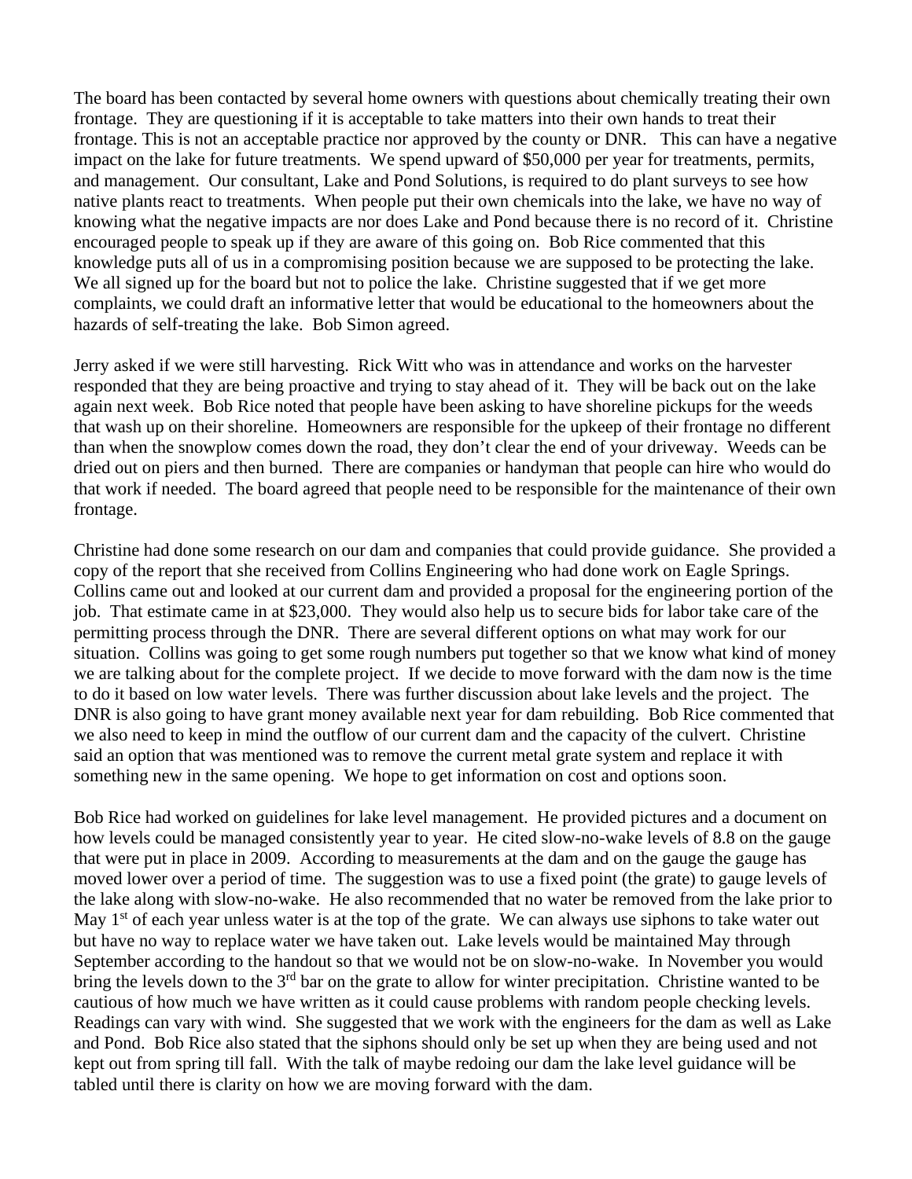The board has been contacted by several home owners with questions about chemically treating their own frontage. They are questioning if it is acceptable to take matters into their own hands to treat their frontage. This is not an acceptable practice nor approved by the county or DNR. This can have a negative impact on the lake for future treatments. We spend upward of $50,000 per year for treatments, permits, and management. Our consultant, Lake and Pond Solutions, is required to do plant surveys to see how native plants react to treatments. When people put their own chemicals into the lake, we have no way of knowing what the negative impacts are nor does Lake and Pond because there is no record of it. Christine encouraged people to speak up if they are aware of this going on. Bob Rice commented that this knowledge puts all of us in a compromising position because we are supposed to be protecting the lake. We all signed up for the board but not to police the lake. Christine suggested that if we get more complaints, we could draft an informative letter that would be educational to the homeowners about the hazards of self-treating the lake. Bob Simon agreed.

Jerry asked if we were still harvesting. Rick Witt who was in attendance and works on the harvester responded that they are being proactive and trying to stay ahead of it. They will be back out on the lake again next week. Bob Rice noted that people have been asking to have shoreline pickups for the weeds that wash up on their shoreline. Homeowners are responsible for the upkeep of their frontage no different than when the snowplow comes down the road, they don't clear the end of your driveway. Weeds can be dried out on piers and then burned. There are companies or handyman that people can hire who would do that work if needed. The board agreed that people need to be responsible for the maintenance of their own frontage.

Christine had done some research on our dam and companies that could provide guidance. She provided a copy of the report that she received from Collins Engineering who had done work on Eagle Springs. Collins came out and looked at our current dam and provided a proposal for the engineering portion of the job. That estimate came in at $23,000. They would also help us to secure bids for labor take care of the permitting process through the DNR. There are several different options on what may work for our situation. Collins was going to get some rough numbers put together so that we know what kind of money we are talking about for the complete project. If we decide to move forward with the dam now is the time to do it based on low water levels. There was further discussion about lake levels and the project. The DNR is also going to have grant money available next year for dam rebuilding. Bob Rice commented that we also need to keep in mind the outflow of our current dam and the capacity of the culvert. Christine said an option that was mentioned was to remove the current metal grate system and replace it with something new in the same opening. We hope to get information on cost and options soon.

Bob Rice had worked on guidelines for lake level management. He provided pictures and a document on how levels could be managed consistently year to year. He cited slow-no-wake levels of 8.8 on the gauge that were put in place in 2009. According to measurements at the dam and on the gauge the gauge has moved lower over a period of time. The suggestion was to use a fixed point (the grate) to gauge levels of the lake along with slow-no-wake. He also recommended that no water be removed from the lake prior to May 1st of each year unless water is at the top of the grate. We can always use siphons to take water out but have no way to replace water we have taken out. Lake levels would be maintained May through September according to the handout so that we would not be on slow-no-wake. In November you would bring the levels down to the 3rd bar on the grate to allow for winter precipitation. Christine wanted to be cautious of how much we have written as it could cause problems with random people checking levels. Readings can vary with wind. She suggested that we work with the engineers for the dam as well as Lake and Pond. Bob Rice also stated that the siphons should only be set up when they are being used and not kept out from spring till fall. With the talk of maybe redoing our dam the lake level guidance will be tabled until there is clarity on how we are moving forward with the dam.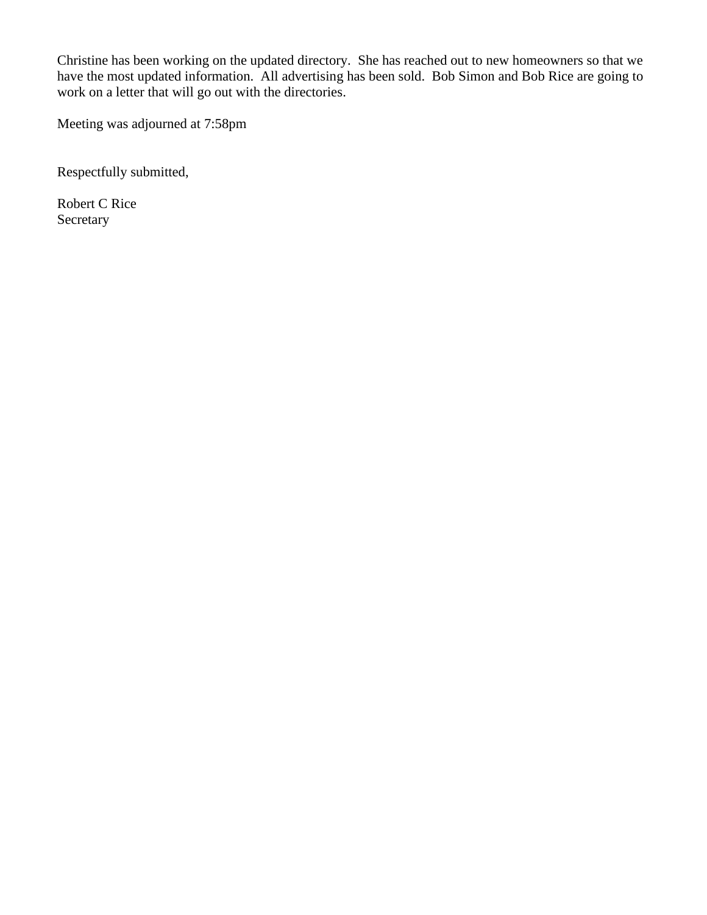Christine has been working on the updated directory.  She has reached out to new homeowners so that we have the most updated information.  All advertising has been sold.  Bob Simon and Bob Rice are going to work on a letter that will go out with the directories.

Meeting was adjourned at 7:58pm

Respectfully submitted,

Robert C Rice
Secretary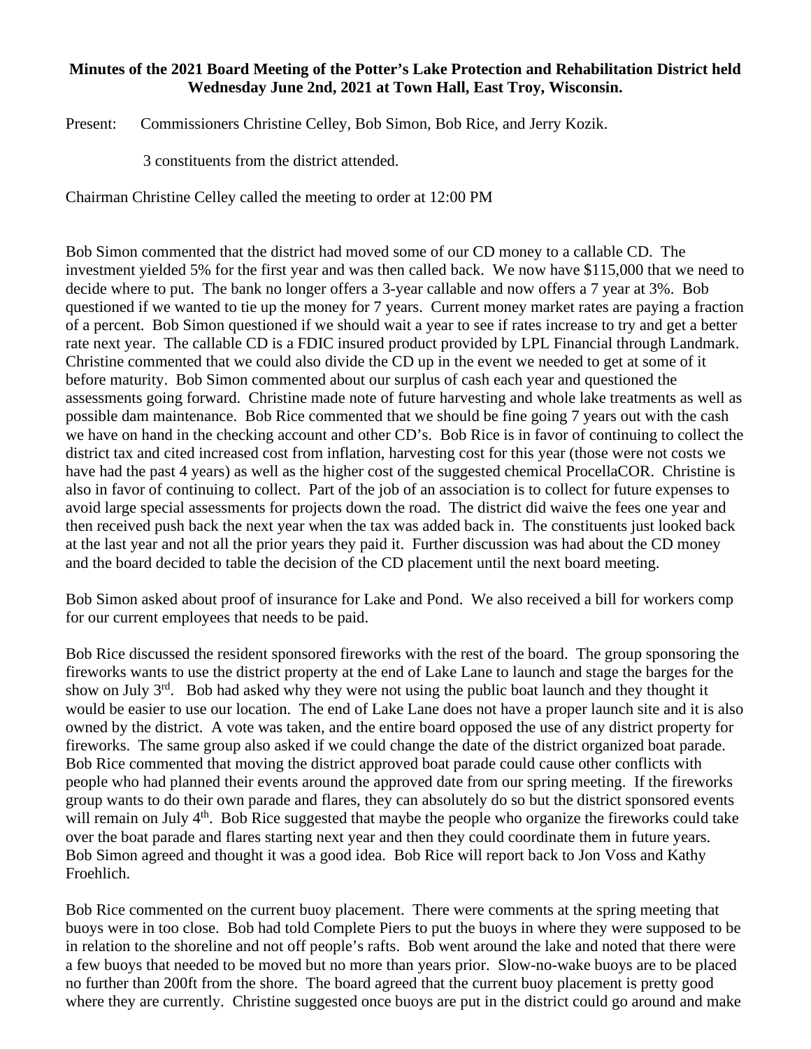**Minutes of the 2021 Board Meeting of the Potter's Lake Protection and Rehabilitation District held Wednesday June 2nd, 2021 at Town Hall, East Troy, Wisconsin.**

Present: Commissioners Christine Celley, Bob Simon, Bob Rice, and Jerry Kozik.

3 constituents from the district attended.

Chairman Christine Celley called the meeting to order at 12:00 PM

Bob Simon commented that the district had moved some of our CD money to a callable CD. The investment yielded 5% for the first year and was then called back. We now have $115,000 that we need to decide where to put. The bank no longer offers a 3-year callable and now offers a 7 year at 3%. Bob questioned if we wanted to tie up the money for 7 years. Current money market rates are paying a fraction of a percent. Bob Simon questioned if we should wait a year to see if rates increase to try and get a better rate next year. The callable CD is a FDIC insured product provided by LPL Financial through Landmark. Christine commented that we could also divide the CD up in the event we needed to get at some of it before maturity. Bob Simon commented about our surplus of cash each year and questioned the assessments going forward. Christine made note of future harvesting and whole lake treatments as well as possible dam maintenance. Bob Rice commented that we should be fine going 7 years out with the cash we have on hand in the checking account and other CD's. Bob Rice is in favor of continuing to collect the district tax and cited increased cost from inflation, harvesting cost for this year (those were not costs we have had the past 4 years) as well as the higher cost of the suggested chemical ProcellaCOR. Christine is also in favor of continuing to collect. Part of the job of an association is to collect for future expenses to avoid large special assessments for projects down the road. The district did waive the fees one year and then received push back the next year when the tax was added back in. The constituents just looked back at the last year and not all the prior years they paid it. Further discussion was had about the CD money and the board decided to table the decision of the CD placement until the next board meeting.

Bob Simon asked about proof of insurance for Lake and Pond. We also received a bill for workers comp for our current employees that needs to be paid.

Bob Rice discussed the resident sponsored fireworks with the rest of the board. The group sponsoring the fireworks wants to use the district property at the end of Lake Lane to launch and stage the barges for the show on July 3rd. Bob had asked why they were not using the public boat launch and they thought it would be easier to use our location. The end of Lake Lane does not have a proper launch site and it is also owned by the district. A vote was taken, and the entire board opposed the use of any district property for fireworks. The same group also asked if we could change the date of the district organized boat parade. Bob Rice commented that moving the district approved boat parade could cause other conflicts with people who had planned their events around the approved date from our spring meeting. If the fireworks group wants to do their own parade and flares, they can absolutely do so but the district sponsored events will remain on July 4th. Bob Rice suggested that maybe the people who organize the fireworks could take over the boat parade and flares starting next year and then they could coordinate them in future years. Bob Simon agreed and thought it was a good idea. Bob Rice will report back to Jon Voss and Kathy Froehlich.

Bob Rice commented on the current buoy placement. There were comments at the spring meeting that buoys were in too close. Bob had told Complete Piers to put the buoys in where they were supposed to be in relation to the shoreline and not off people's rafts. Bob went around the lake and noted that there were a few buoys that needed to be moved but no more than years prior. Slow-no-wake buoys are to be placed no further than 200ft from the shore. The board agreed that the current buoy placement is pretty good where they are currently. Christine suggested once buoys are put in the district could go around and make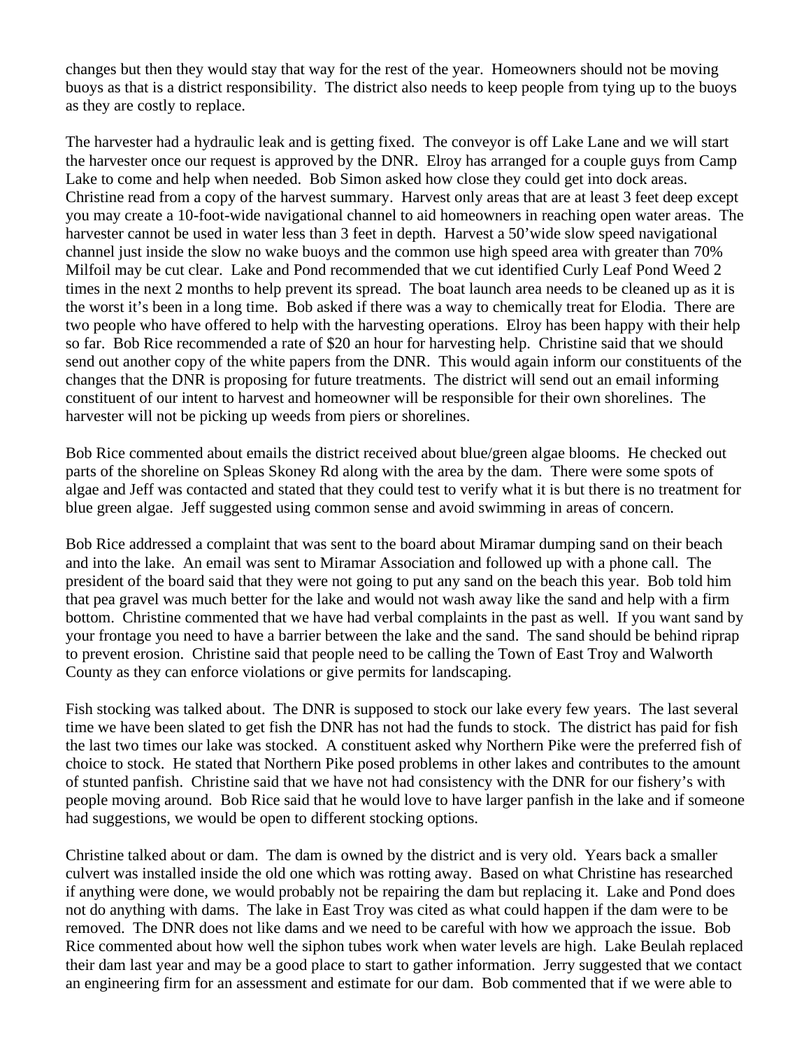changes but then they would stay that way for the rest of the year. Homeowners should not be moving buoys as that is a district responsibility. The district also needs to keep people from tying up to the buoys as they are costly to replace.

The harvester had a hydraulic leak and is getting fixed. The conveyor is off Lake Lane and we will start the harvester once our request is approved by the DNR. Elroy has arranged for a couple guys from Camp Lake to come and help when needed. Bob Simon asked how close they could get into dock areas. Christine read from a copy of the harvest summary. Harvest only areas that are at least 3 feet deep except you may create a 10-foot-wide navigational channel to aid homeowners in reaching open water areas. The harvester cannot be used in water less than 3 feet in depth. Harvest a 50'wide slow speed navigational channel just inside the slow no wake buoys and the common use high speed area with greater than 70% Milfoil may be cut clear. Lake and Pond recommended that we cut identified Curly Leaf Pond Weed 2 times in the next 2 months to help prevent its spread. The boat launch area needs to be cleaned up as it is the worst it's been in a long time. Bob asked if there was a way to chemically treat for Elodia. There are two people who have offered to help with the harvesting operations. Elroy has been happy with their help so far. Bob Rice recommended a rate of $20 an hour for harvesting help. Christine said that we should send out another copy of the white papers from the DNR. This would again inform our constituents of the changes that the DNR is proposing for future treatments. The district will send out an email informing constituent of our intent to harvest and homeowner will be responsible for their own shorelines. The harvester will not be picking up weeds from piers or shorelines.

Bob Rice commented about emails the district received about blue/green algae blooms. He checked out parts of the shoreline on Spleas Skoney Rd along with the area by the dam. There were some spots of algae and Jeff was contacted and stated that they could test to verify what it is but there is no treatment for blue green algae. Jeff suggested using common sense and avoid swimming in areas of concern.

Bob Rice addressed a complaint that was sent to the board about Miramar dumping sand on their beach and into the lake. An email was sent to Miramar Association and followed up with a phone call. The president of the board said that they were not going to put any sand on the beach this year. Bob told him that pea gravel was much better for the lake and would not wash away like the sand and help with a firm bottom. Christine commented that we have had verbal complaints in the past as well. If you want sand by your frontage you need to have a barrier between the lake and the sand. The sand should be behind riprap to prevent erosion. Christine said that people need to be calling the Town of East Troy and Walworth County as they can enforce violations or give permits for landscaping.

Fish stocking was talked about. The DNR is supposed to stock our lake every few years. The last several time we have been slated to get fish the DNR has not had the funds to stock. The district has paid for fish the last two times our lake was stocked. A constituent asked why Northern Pike were the preferred fish of choice to stock. He stated that Northern Pike posed problems in other lakes and contributes to the amount of stunted panfish. Christine said that we have not had consistency with the DNR for our fishery's with people moving around. Bob Rice said that he would love to have larger panfish in the lake and if someone had suggestions, we would be open to different stocking options.

Christine talked about or dam. The dam is owned by the district and is very old. Years back a smaller culvert was installed inside the old one which was rotting away. Based on what Christine has researched if anything were done, we would probably not be repairing the dam but replacing it. Lake and Pond does not do anything with dams. The lake in East Troy was cited as what could happen if the dam were to be removed. The DNR does not like dams and we need to be careful with how we approach the issue. Bob Rice commented about how well the siphon tubes work when water levels are high. Lake Beulah replaced their dam last year and may be a good place to start to gather information. Jerry suggested that we contact an engineering firm for an assessment and estimate for our dam. Bob commented that if we were able to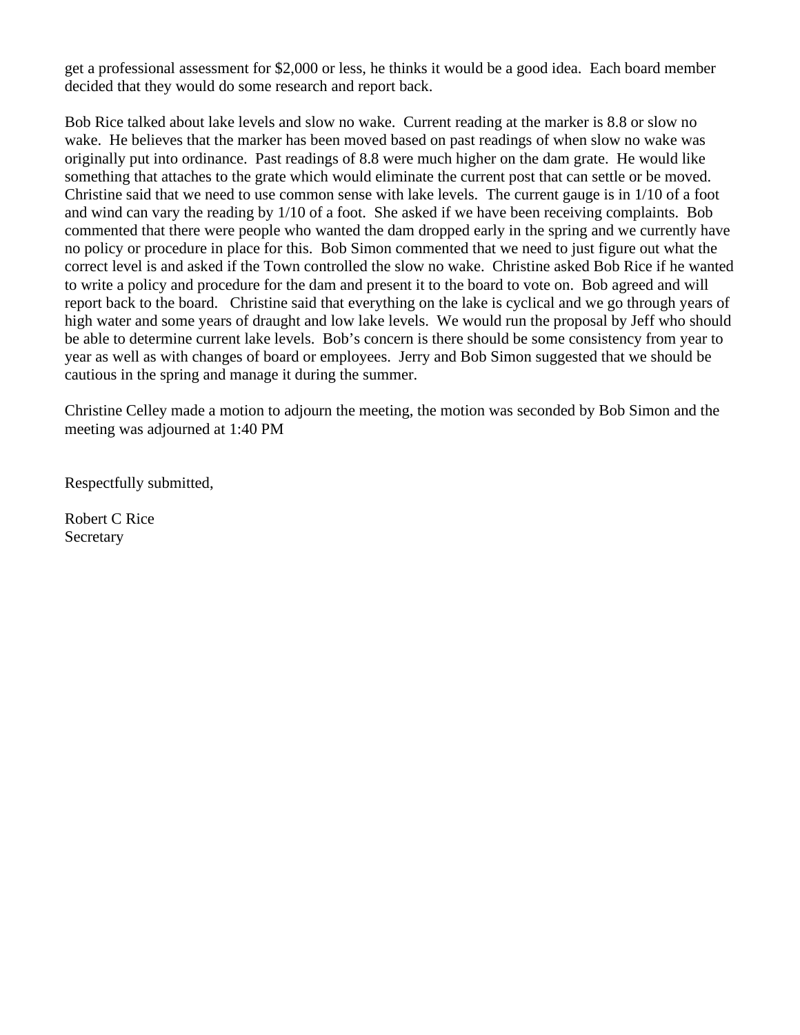get a professional assessment for $2,000 or less, he thinks it would be a good idea. Each board member decided that they would do some research and report back.

Bob Rice talked about lake levels and slow no wake. Current reading at the marker is 8.8 or slow no wake. He believes that the marker has been moved based on past readings of when slow no wake was originally put into ordinance. Past readings of 8.8 were much higher on the dam grate. He would like something that attaches to the grate which would eliminate the current post that can settle or be moved. Christine said that we need to use common sense with lake levels. The current gauge is in 1/10 of a foot and wind can vary the reading by 1/10 of a foot. She asked if we have been receiving complaints. Bob commented that there were people who wanted the dam dropped early in the spring and we currently have no policy or procedure in place for this. Bob Simon commented that we need to just figure out what the correct level is and asked if the Town controlled the slow no wake. Christine asked Bob Rice if he wanted to write a policy and procedure for the dam and present it to the board to vote on. Bob agreed and will report back to the board. Christine said that everything on the lake is cyclical and we go through years of high water and some years of draught and low lake levels. We would run the proposal by Jeff who should be able to determine current lake levels. Bob's concern is there should be some consistency from year to year as well as with changes of board or employees. Jerry and Bob Simon suggested that we should be cautious in the spring and manage it during the summer.

Christine Celley made a motion to adjourn the meeting, the motion was seconded by Bob Simon and the meeting was adjourned at 1:40 PM

Respectfully submitted,

Robert C Rice
Secretary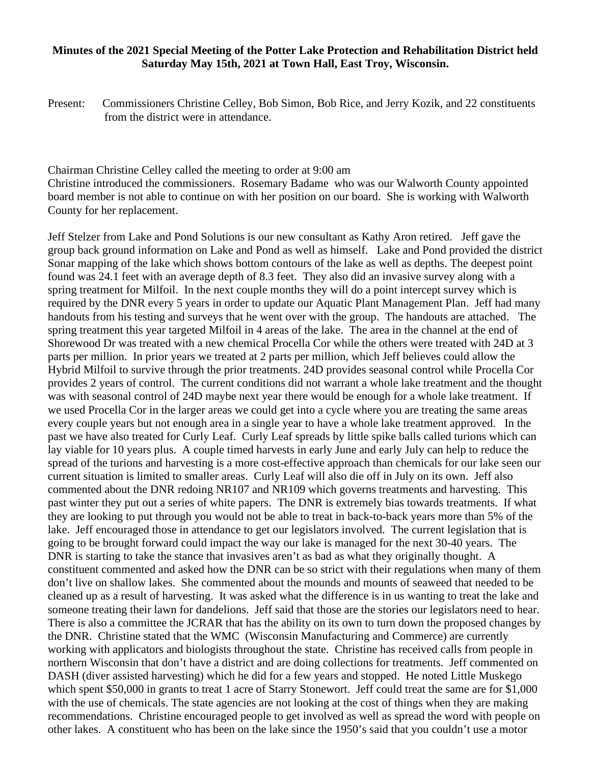**Minutes of the 2021 Special Meeting of the Potter Lake Protection and Rehabilitation District held Saturday May 15th, 2021 at Town Hall, East Troy, Wisconsin.**

Present: Commissioners Christine Celley, Bob Simon, Bob Rice, and Jerry Kozik, and 22 constituents from the district were in attendance.

Chairman Christine Celley called the meeting to order at 9:00 am
Christine introduced the commissioners. Rosemary Badame who was our Walworth County appointed board member is not able to continue on with her position on our board. She is working with Walworth County for her replacement.

Jeff Stelzer from Lake and Pond Solutions is our new consultant as Kathy Aron retired. Jeff gave the group back ground information on Lake and Pond as well as himself. Lake and Pond provided the district Sonar mapping of the lake which shows bottom contours of the lake as well as depths. The deepest point found was 24.1 feet with an average depth of 8.3 feet. They also did an invasive survey along with a spring treatment for Milfoil. In the next couple months they will do a point intercept survey which is required by the DNR every 5 years in order to update our Aquatic Plant Management Plan. Jeff had many handouts from his testing and surveys that he went over with the group. The handouts are attached. The spring treatment this year targeted Milfoil in 4 areas of the lake. The area in the channel at the end of Shorewood Dr was treated with a new chemical Procella Cor while the others were treated with 24D at 3 parts per million. In prior years we treated at 2 parts per million, which Jeff believes could allow the Hybrid Milfoil to survive through the prior treatments. 24D provides seasonal control while Procella Cor provides 2 years of control. The current conditions did not warrant a whole lake treatment and the thought was with seasonal control of 24D maybe next year there would be enough for a whole lake treatment. If we used Procella Cor in the larger areas we could get into a cycle where you are treating the same areas every couple years but not enough area in a single year to have a whole lake treatment approved. In the past we have also treated for Curly Leaf. Curly Leaf spreads by little spike balls called turions which can lay viable for 10 years plus. A couple timed harvests in early June and early July can help to reduce the spread of the turions and harvesting is a more cost-effective approach than chemicals for our lake seen our current situation is limited to smaller areas. Curly Leaf will also die off in July on its own. Jeff also commented about the DNR redoing NR107 and NR109 which governs treatments and harvesting. This past winter they put out a series of white papers. The DNR is extremely bias towards treatments. If what they are looking to put through you would not be able to treat in back-to-back years more than 5% of the lake. Jeff encouraged those in attendance to get our legislators involved. The current legislation that is going to be brought forward could impact the way our lake is managed for the next 30-40 years. The DNR is starting to take the stance that invasives aren't as bad as what they originally thought. A constituent commented and asked how the DNR can be so strict with their regulations when many of them don't live on shallow lakes. She commented about the mounds and mounts of seaweed that needed to be cleaned up as a result of harvesting. It was asked what the difference is in us wanting to treat the lake and someone treating their lawn for dandelions. Jeff said that those are the stories our legislators need to hear. There is also a committee the JCRAR that has the ability on its own to turn down the proposed changes by the DNR. Christine stated that the WMC (Wisconsin Manufacturing and Commerce) are currently working with applicators and biologists throughout the state. Christine has received calls from people in northern Wisconsin that don't have a district and are doing collections for treatments. Jeff commented on DASH (diver assisted harvesting) which he did for a few years and stopped. He noted Little Muskego which spent $50,000 in grants to treat 1 acre of Starry Stonewort. Jeff could treat the same are for $1,000 with the use of chemicals. The state agencies are not looking at the cost of things when they are making recommendations. Christine encouraged people to get involved as well as spread the word with people on other lakes. A constituent who has been on the lake since the 1950's said that you couldn't use a motor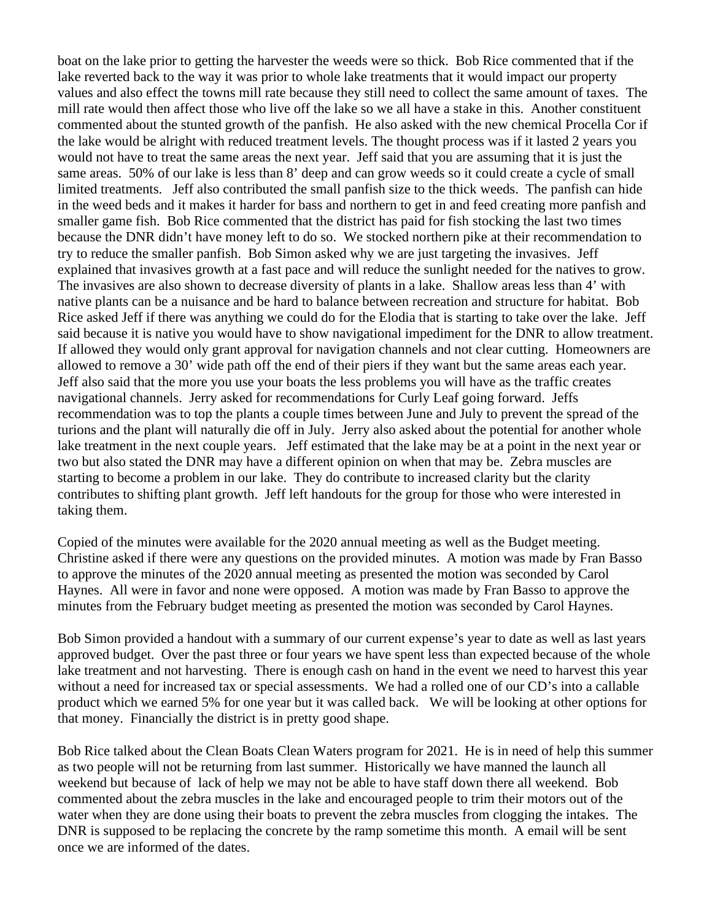boat on the lake prior to getting the harvester the weeds were so thick. Bob Rice commented that if the lake reverted back to the way it was prior to whole lake treatments that it would impact our property values and also effect the towns mill rate because they still need to collect the same amount of taxes. The mill rate would then affect those who live off the lake so we all have a stake in this. Another constituent commented about the stunted growth of the panfish. He also asked with the new chemical Procella Cor if the lake would be alright with reduced treatment levels. The thought process was if it lasted 2 years you would not have to treat the same areas the next year. Jeff said that you are assuming that it is just the same areas. 50% of our lake is less than 8' deep and can grow weeds so it could create a cycle of small limited treatments. Jeff also contributed the small panfish size to the thick weeds. The panfish can hide in the weed beds and it makes it harder for bass and northern to get in and feed creating more panfish and smaller game fish. Bob Rice commented that the district has paid for fish stocking the last two times because the DNR didn't have money left to do so. We stocked northern pike at their recommendation to try to reduce the smaller panfish. Bob Simon asked why we are just targeting the invasives. Jeff explained that invasives growth at a fast pace and will reduce the sunlight needed for the natives to grow. The invasives are also shown to decrease diversity of plants in a lake. Shallow areas less than 4' with native plants can be a nuisance and be hard to balance between recreation and structure for habitat. Bob Rice asked Jeff if there was anything we could do for the Elodia that is starting to take over the lake. Jeff said because it is native you would have to show navigational impediment for the DNR to allow treatment. If allowed they would only grant approval for navigation channels and not clear cutting. Homeowners are allowed to remove a 30' wide path off the end of their piers if they want but the same areas each year. Jeff also said that the more you use your boats the less problems you will have as the traffic creates navigational channels. Jerry asked for recommendations for Curly Leaf going forward. Jeffs recommendation was to top the plants a couple times between June and July to prevent the spread of the turions and the plant will naturally die off in July. Jerry also asked about the potential for another whole lake treatment in the next couple years. Jeff estimated that the lake may be at a point in the next year or two but also stated the DNR may have a different opinion on when that may be. Zebra muscles are starting to become a problem in our lake. They do contribute to increased clarity but the clarity contributes to shifting plant growth. Jeff left handouts for the group for those who were interested in taking them.

Copied of the minutes were available for the 2020 annual meeting as well as the Budget meeting. Christine asked if there were any questions on the provided minutes. A motion was made by Fran Basso to approve the minutes of the 2020 annual meeting as presented the motion was seconded by Carol Haynes. All were in favor and none were opposed. A motion was made by Fran Basso to approve the minutes from the February budget meeting as presented the motion was seconded by Carol Haynes.

Bob Simon provided a handout with a summary of our current expense's year to date as well as last years approved budget. Over the past three or four years we have spent less than expected because of the whole lake treatment and not harvesting. There is enough cash on hand in the event we need to harvest this year without a need for increased tax or special assessments. We had a rolled one of our CD's into a callable product which we earned 5% for one year but it was called back. We will be looking at other options for that money. Financially the district is in pretty good shape.

Bob Rice talked about the Clean Boats Clean Waters program for 2021. He is in need of help this summer as two people will not be returning from last summer. Historically we have manned the launch all weekend but because of lack of help we may not be able to have staff down there all weekend. Bob commented about the zebra muscles in the lake and encouraged people to trim their motors out of the water when they are done using their boats to prevent the zebra muscles from clogging the intakes. The DNR is supposed to be replacing the concrete by the ramp sometime this month. A email will be sent once we are informed of the dates.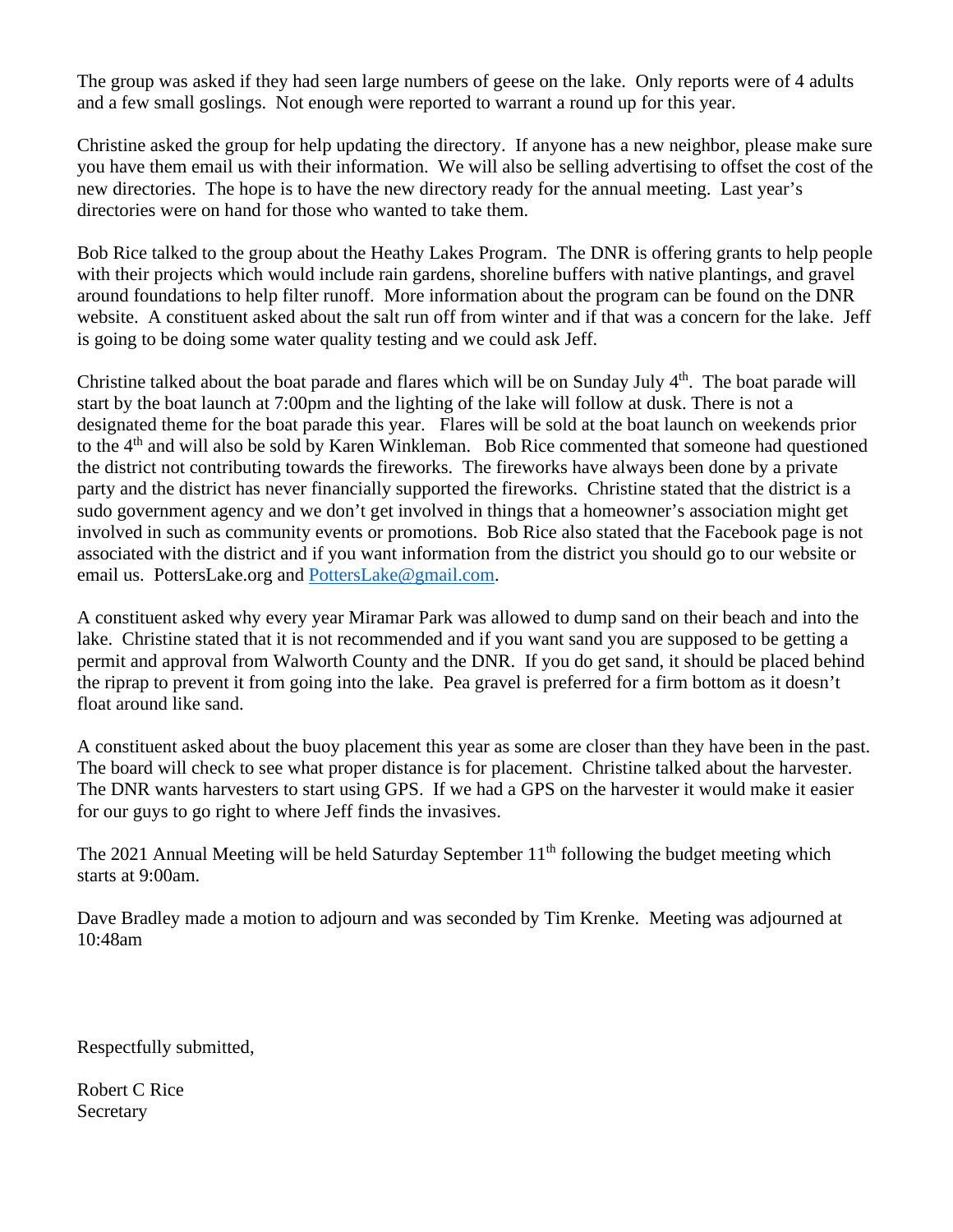The group was asked if they had seen large numbers of geese on the lake. Only reports were of 4 adults and a few small goslings. Not enough were reported to warrant a round up for this year.

Christine asked the group for help updating the directory. If anyone has a new neighbor, please make sure you have them email us with their information. We will also be selling advertising to offset the cost of the new directories. The hope is to have the new directory ready for the annual meeting. Last year's directories were on hand for those who wanted to take them.

Bob Rice talked to the group about the Heathy Lakes Program. The DNR is offering grants to help people with their projects which would include rain gardens, shoreline buffers with native plantings, and gravel around foundations to help filter runoff. More information about the program can be found on the DNR website. A constituent asked about the salt run off from winter and if that was a concern for the lake. Jeff is going to be doing some water quality testing and we could ask Jeff.

Christine talked about the boat parade and flares which will be on Sunday July 4th. The boat parade will start by the boat launch at 7:00pm and the lighting of the lake will follow at dusk. There is not a designated theme for the boat parade this year. Flares will be sold at the boat launch on weekends prior to the 4th and will also be sold by Karen Winkleman. Bob Rice commented that someone had questioned the district not contributing towards the fireworks. The fireworks have always been done by a private party and the district has never financially supported the fireworks. Christine stated that the district is a sudo government agency and we don't get involved in things that a homeowner's association might get involved in such as community events or promotions. Bob Rice also stated that the Facebook page is not associated with the district and if you want information from the district you should go to our website or email us. PottersLake.org and PottersLake@gmail.com.

A constituent asked why every year Miramar Park was allowed to dump sand on their beach and into the lake. Christine stated that it is not recommended and if you want sand you are supposed to be getting a permit and approval from Walworth County and the DNR. If you do get sand, it should be placed behind the riprap to prevent it from going into the lake. Pea gravel is preferred for a firm bottom as it doesn't float around like sand.

A constituent asked about the buoy placement this year as some are closer than they have been in the past. The board will check to see what proper distance is for placement. Christine talked about the harvester. The DNR wants harvesters to start using GPS. If we had a GPS on the harvester it would make it easier for our guys to go right to where Jeff finds the invasives.

The 2021 Annual Meeting will be held Saturday September 11th following the budget meeting which starts at 9:00am.

Dave Bradley made a motion to adjourn and was seconded by Tim Krenke. Meeting was adjourned at 10:48am

Respectfully submitted,

Robert C Rice
Secretary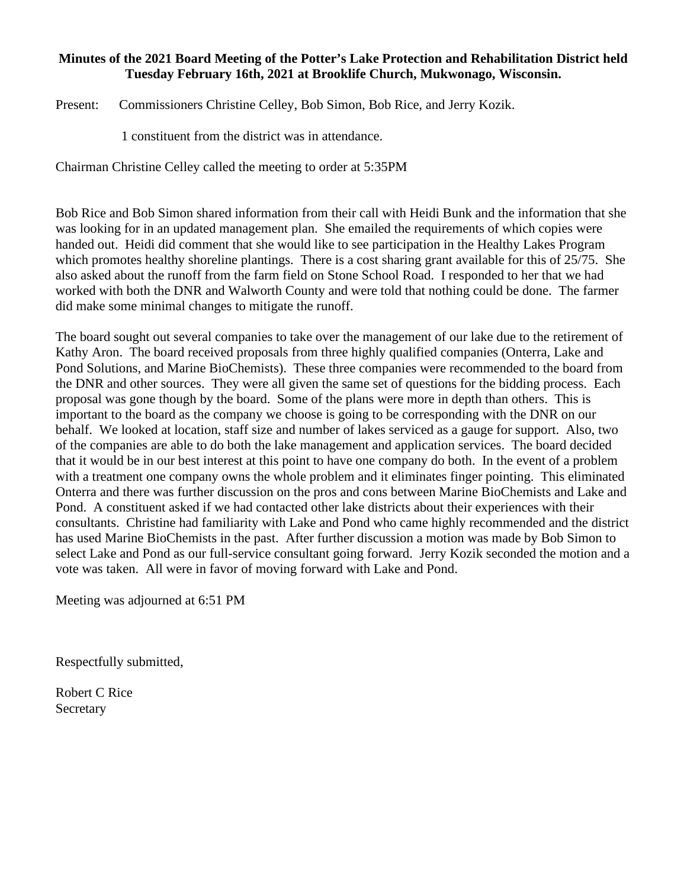**Minutes of the 2021 Board Meeting of the Potter's Lake Protection and Rehabilitation District held Tuesday February 16th, 2021 at Brooklife Church, Mukwonago, Wisconsin.**

Present: Commissioners Christine Celley, Bob Simon, Bob Rice, and Jerry Kozik.

1 constituent from the district was in attendance.

Chairman Christine Celley called the meeting to order at 5:35PM

Bob Rice and Bob Simon shared information from their call with Heidi Bunk and the information that she was looking for in an updated management plan. She emailed the requirements of which copies were handed out. Heidi did comment that she would like to see participation in the Healthy Lakes Program which promotes healthy shoreline plantings. There is a cost sharing grant available for this of 25/75. She also asked about the runoff from the farm field on Stone School Road. I responded to her that we had worked with both the DNR and Walworth County and were told that nothing could be done. The farmer did make some minimal changes to mitigate the runoff.

The board sought out several companies to take over the management of our lake due to the retirement of Kathy Aron. The board received proposals from three highly qualified companies (Onterra, Lake and Pond Solutions, and Marine BioChemists). These three companies were recommended to the board from the DNR and other sources. They were all given the same set of questions for the bidding process. Each proposal was gone though by the board. Some of the plans were more in depth than others. This is important to the board as the company we choose is going to be corresponding with the DNR on our behalf. We looked at location, staff size and number of lakes serviced as a gauge for support. Also, two of the companies are able to do both the lake management and application services. The board decided that it would be in our best interest at this point to have one company do both. In the event of a problem with a treatment one company owns the whole problem and it eliminates finger pointing. This eliminated Onterra and there was further discussion on the pros and cons between Marine BioChemists and Lake and Pond. A constituent asked if we had contacted other lake districts about their experiences with their consultants. Christine had familiarity with Lake and Pond who came highly recommended and the district has used Marine BioChemists in the past. After further discussion a motion was made by Bob Simon to select Lake and Pond as our full-service consultant going forward. Jerry Kozik seconded the motion and a vote was taken. All were in favor of moving forward with Lake and Pond.

Meeting was adjourned at 6:51 PM

Respectfully submitted,

Robert C Rice
Secretary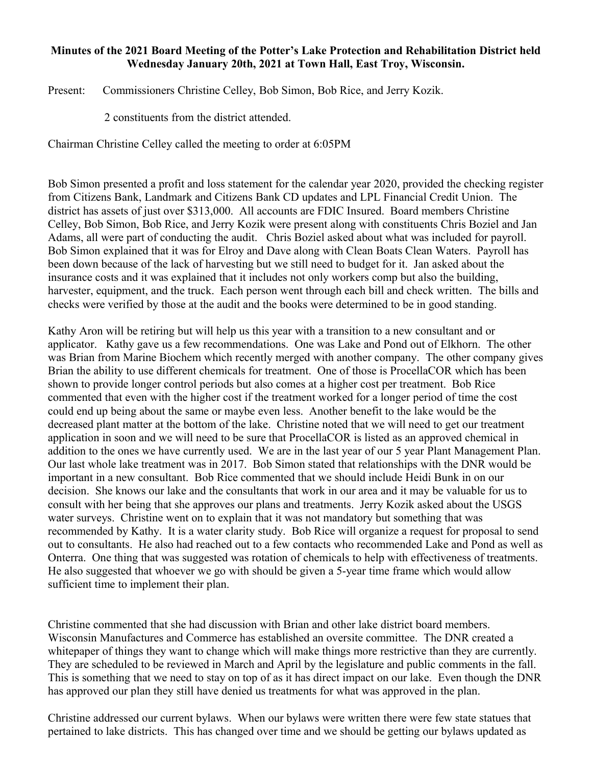**Minutes of the 2021 Board Meeting of the Potter's Lake Protection and Rehabilitation District held Wednesday January 20th, 2021 at Town Hall, East Troy, Wisconsin.**

Present: Commissioners Christine Celley, Bob Simon, Bob Rice, and Jerry Kozik.

2 constituents from the district attended.

Chairman Christine Celley called the meeting to order at 6:05PM

Bob Simon presented a profit and loss statement for the calendar year 2020, provided the checking register from Citizens Bank, Landmark and Citizens Bank CD updates and LPL Financial Credit Union. The district has assets of just over \$313,000. All accounts are FDIC Insured. Board members Christine Celley, Bob Simon, Bob Rice, and Jerry Kozik were present along with constituents Chris Boziel and Jan Adams, all were part of conducting the audit. Chris Boziel asked about what was included for payroll. Bob Simon explained that it was for Elroy and Dave along with Clean Boats Clean Waters. Payroll has been down because of the lack of harvesting but we still need to budget for it. Jan asked about the insurance costs and it was explained that it includes not only workers comp but also the building, harvester, equipment, and the truck. Each person went through each bill and check written. The bills and checks were verified by those at the audit and the books were determined to be in good standing.

Kathy Aron will be retiring but will help us this year with a transition to a new consultant and or applicator. Kathy gave us a few recommendations. One was Lake and Pond out of Elkhorn. The other was Brian from Marine Biochem which recently merged with another company. The other company gives Brian the ability to use different chemicals for treatment. One of those is ProcellaCOR which has been shown to provide longer control periods but also comes at a higher cost per treatment. Bob Rice commented that even with the higher cost if the treatment worked for a longer period of time the cost could end up being about the same or maybe even less. Another benefit to the lake would be the decreased plant matter at the bottom of the lake. Christine noted that we will need to get our treatment application in soon and we will need to be sure that ProcellaCOR is listed as an approved chemical in addition to the ones we have currently used. We are in the last year of our 5 year Plant Management Plan. Our last whole lake treatment was in 2017. Bob Simon stated that relationships with the DNR would be important in a new consultant. Bob Rice commented that we should include Heidi Bunk in on our decision. She knows our lake and the consultants that work in our area and it may be valuable for us to consult with her being that she approves our plans and treatments. Jerry Kozik asked about the USGS water surveys. Christine went on to explain that it was not mandatory but something that was recommended by Kathy. It is a water clarity study. Bob Rice will organize a request for proposal to send out to consultants. He also had reached out to a few contacts who recommended Lake and Pond as well as Onterra. One thing that was suggested was rotation of chemicals to help with effectiveness of treatments. He also suggested that whoever we go with should be given a 5-year time frame which would allow sufficient time to implement their plan.

Christine commented that she had discussion with Brian and other lake district board members. Wisconsin Manufactures and Commerce has established an oversite committee. The DNR created a whitepaper of things they want to change which will make things more restrictive than they are currently. They are scheduled to be reviewed in March and April by the legislature and public comments in the fall. This is something that we need to stay on top of as it has direct impact on our lake. Even though the DNR has approved our plan they still have denied us treatments for what was approved in the plan.

Christine addressed our current bylaws. When our bylaws were written there were few state statues that pertained to lake districts. This has changed over time and we should be getting our bylaws updated as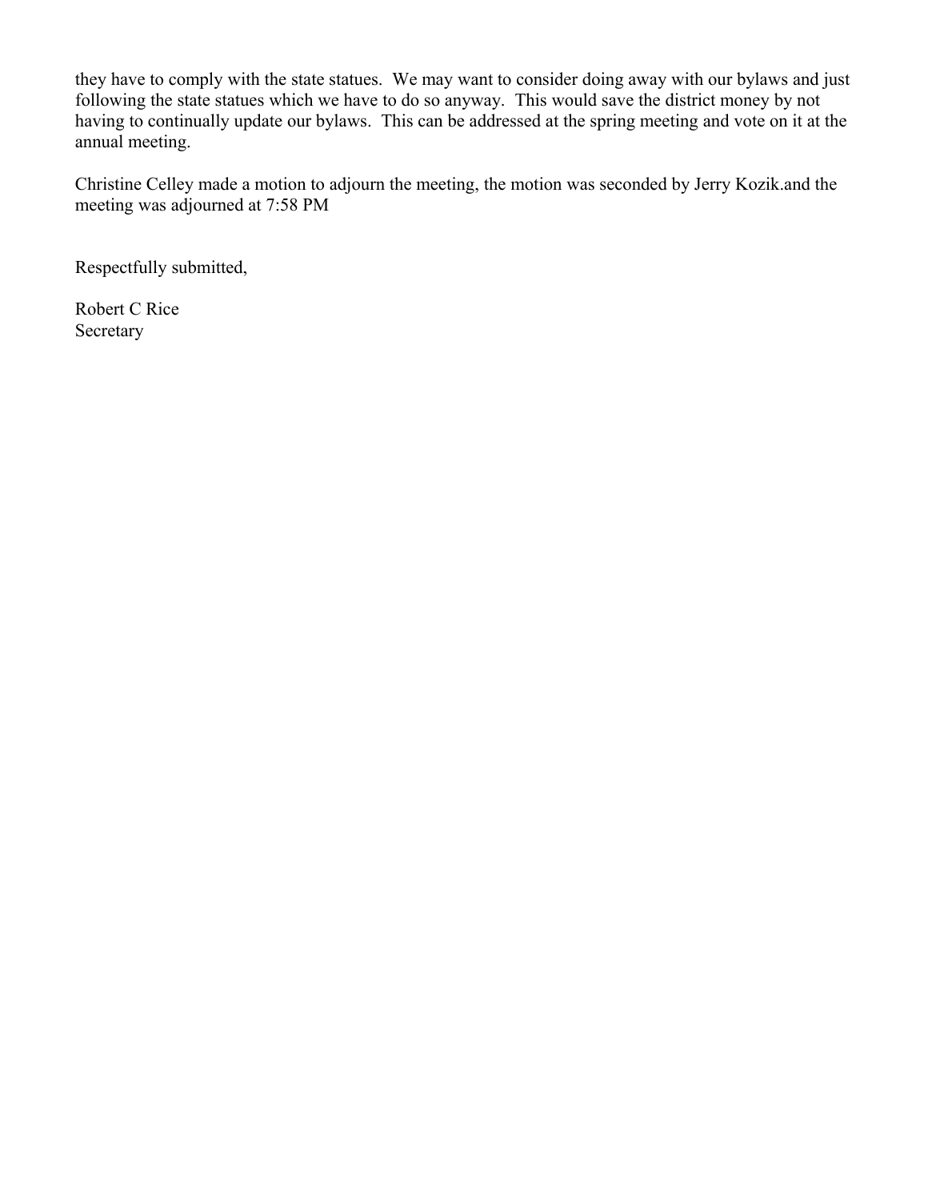they have to comply with the state statues. We may want to consider doing away with our bylaws and just following the state statues which we have to do so anyway. This would save the district money by not having to continually update our bylaws. This can be addressed at the spring meeting and vote on it at the annual meeting.

Christine Celley made a motion to adjourn the meeting, the motion was seconded by Jerry Kozik.and the meeting was adjourned at 7:58 PM

Respectfully submitted,

Robert C Rice
Secretary